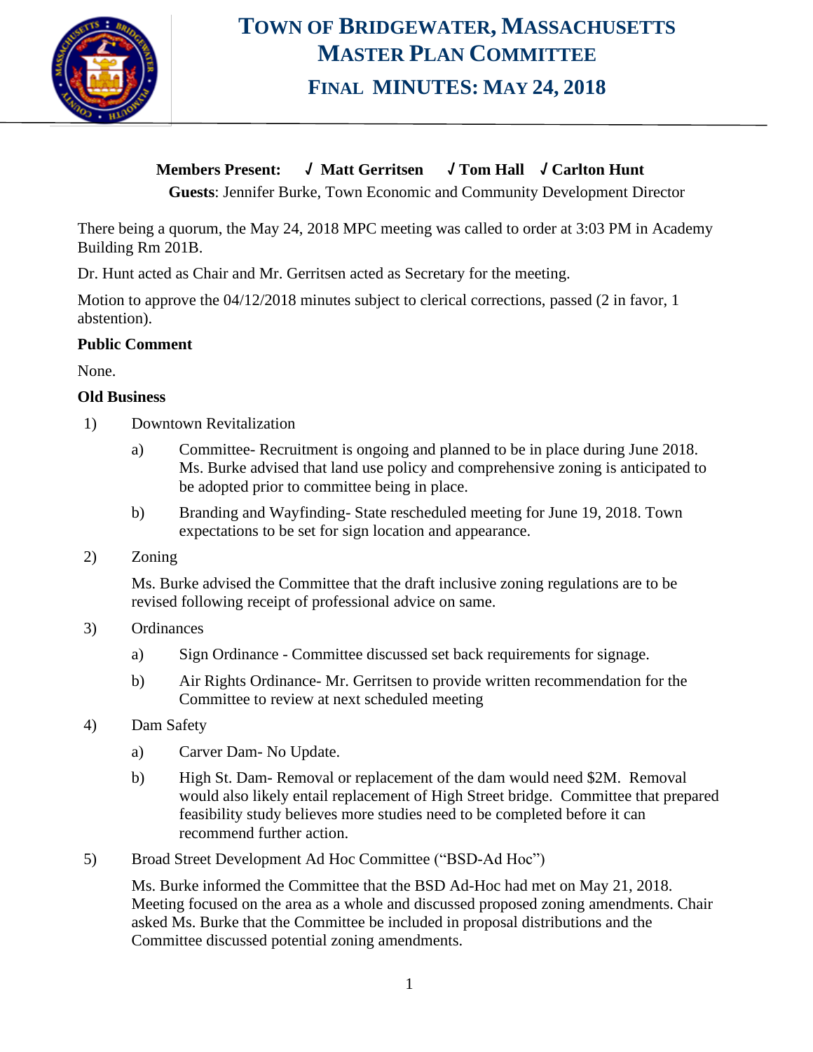# Town of Bridgewater, Massachusetts
# Master Plan Committee
## Final Minutes: May 24, 2018

**Members Present:** ✓ **Matt Gerritsen** ✓ **Tom Hall** ✓ **Carlton Hunt**

**Guests**: Jennifer Burke, Town Economic and Community Development Director

There being a quorum, the May 24, 2018 MPC meeting was called to order at 3:03 PM in Academy Building Rm 201B.

Dr. Hunt acted as Chair and Mr. Gerritsen acted as Secretary for the meeting.

Motion to approve the 04/12/2018 minutes subject to clerical corrections, passed (2 in favor, 1 abstention).

**Public Comment**

None.

**Old Business**

1) Downtown Revitalization
   a) Committee- Recruitment is ongoing and planned to be in place during June 2018. Ms. Burke advised that land use policy and comprehensive zoning is anticipated to be adopted prior to committee being in place.
   b) Branding and Wayfinding- State rescheduled meeting for June 19, 2018. Town expectations to be set for sign location and appearance.

2) Zoning

   Ms. Burke advised the Committee that the draft inclusive zoning regulations are to be revised following receipt of professional advice on same.

3) Ordinances
   a) Sign Ordinance - Committee discussed set back requirements for signage.
   b) Air Rights Ordinance- Mr. Gerritsen to provide written recommendation for the Committee to review at next scheduled meeting

4) Dam Safety
   a) Carver Dam- No Update.
   b) High St. Dam- Removal or replacement of the dam would need $2M. Removal would also likely entail replacement of High Street bridge. Committee that prepared feasibility study believes more studies need to be completed before it can recommend further action.

5) Broad Street Development Ad Hoc Committee ("BSD-Ad Hoc")

   Ms. Burke informed the Committee that the BSD Ad-Hoc had met on May 21, 2018. Meeting focused on the area as a whole and discussed proposed zoning amendments. Chair asked Ms. Burke that the Committee be included in proposal distributions and the Committee discussed potential zoning amendments.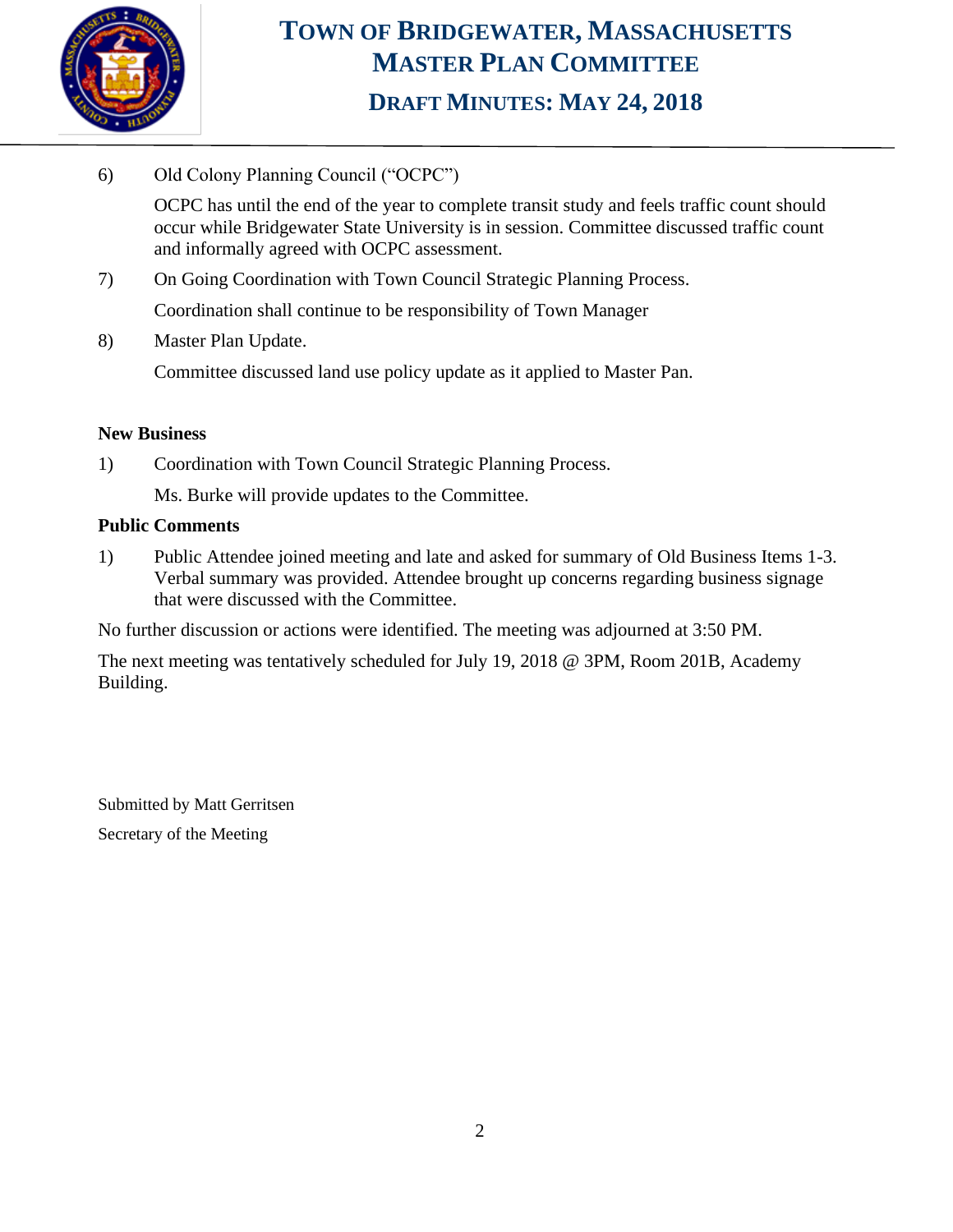6) Old Colony Planning Council ("OCPC")

   OCPC has until the end of the year to complete transit study and feels traffic count should occur while Bridgewater State University is in session. Committee discussed traffic count and informally agreed with OCPC assessment.

7) On Going Coordination with Town Council Strategic Planning Process.

   Coordination shall continue to be responsibility of Town Manager

8) Master Plan Update.

   Committee discussed land use policy update as it applied to Master Pan.

**New Business**

1) Coordination with Town Council Strategic Planning Process.

   Ms. Burke will provide updates to the Committee.

**Public Comments**

1) Public Attendee joined meeting and late and asked for summary of Old Business Items 1-3. Verbal summary was provided. Attendee brought up concerns regarding business signage that were discussed with the Committee.

No further discussion or actions were identified. The meeting was adjourned at 3:50 PM.

The next meeting was tentatively scheduled for July 19, 2018 @ 3PM, Room 201B, Academy Building.

Submitted by Matt Gerritsen

Secretary of the Meeting